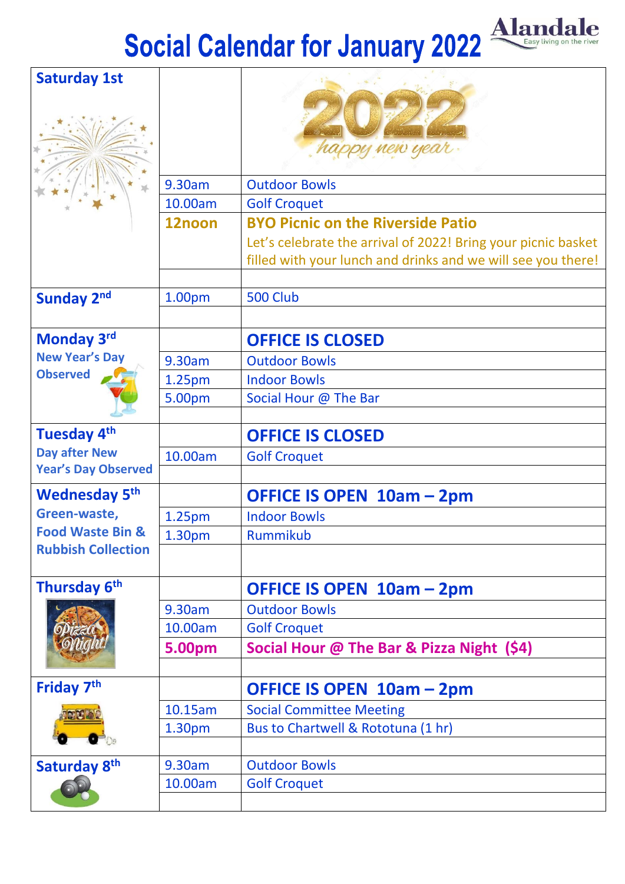# Social Calendar for January 2022

Alandale
Easy living on the river

| Day | Time | Activity |
|---|---|---|
| **Saturday 1st** | | 2022 happy new year |
| | 9.30am | Outdoor Bowls |
| | 10.00am | Golf Croquet |
| | **12noon** | **BYO Picnic on the Riverside Patio** Let's celebrate the arrival of 2022! Bring your picnic basket filled with your lunch and drinks and we will see you there! |
| **Sunday 2nd** | 1.00pm | 500 Club |
| **Monday 3rd** New Year's Day Observed | | **OFFICE IS CLOSED** |
| | 9.30am | Outdoor Bowls |
| | 1.25pm | Indoor Bowls |
| | 5.00pm | Social Hour @ The Bar |
| **Tuesday 4th** Day after New Year's Day Observed | | **OFFICE IS CLOSED** |
| | 10.00am | Golf Croquet |
| **Wednesday 5th** Green-waste, Food Waste Bin & Rubbish Collection | | **OFFICE IS OPEN 10am – 2pm** |
| | 1.25pm | Indoor Bowls |
| | 1.30pm | Rummikub |
| **Thursday 6th** | | **OFFICE IS OPEN 10am – 2pm** |
| | 9.30am | Outdoor Bowls |
| | 10.00am | Golf Croquet |
| | **5.00pm** | **Social Hour @ The Bar & Pizza Night ($4)** |
| **Friday 7th** | | **OFFICE IS OPEN 10am – 2pm** |
| | 10.15am | Social Committee Meeting |
| | 1.30pm | Bus to Chartwell & Rototuna (1 hr) |
| **Saturday 8th** | 9.30am | Outdoor Bowls |
| | 10.00am | Golf Croquet |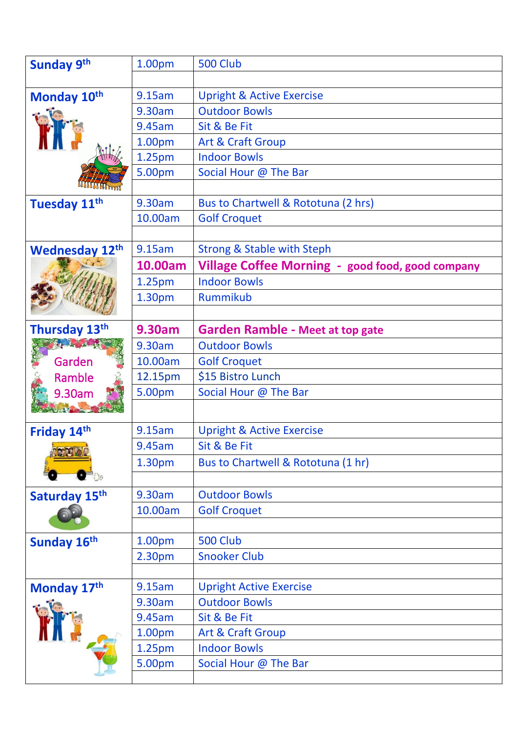| Day | Time | Activity |
|---|---|---|
| **Sunday 9th** | 1.00pm | 500 Club |
| **Monday 10th** | 9.15am | Upright & Active Exercise |
| | 9.30am | Outdoor Bowls |
| | 9.45am | Sit & Be Fit |
| | 1.00pm | Art & Craft Group |
| | 1.25pm | Indoor Bowls |
| | 5.00pm | Social Hour @ The Bar |
| **Tuesday 11th** | 9.30am | Bus to Chartwell & Rototuna (2 hrs) |
| | 10.00am | Golf Croquet |
| **Wednesday 12th** | 9.15am | Strong & Stable with Steph |
| | **10.00am** | **Village Coffee Morning - good food, good company** |
| | 1.25pm | Indoor Bowls |
| | 1.30pm | Rummikub |
| **Thursday 13th** Garden Ramble 9.30am | **9.30am** | **Garden Ramble - Meet at top gate** |
| | 9.30am | Outdoor Bowls |
| | 10.00am | Golf Croquet |
| | 12.15pm | $15 Bistro Lunch |
| | 5.00pm | Social Hour @ The Bar |
| **Friday 14th** | 9.15am | Upright & Active Exercise |
| | 9.45am | Sit & Be Fit |
| | 1.30pm | Bus to Chartwell & Rototuna (1 hr) |
| **Saturday 15th** | 9.30am | Outdoor Bowls |
| | 10.00am | Golf Croquet |
| **Sunday 16th** | 1.00pm | 500 Club |
| | 2.30pm | Snooker Club |
| **Monday 17th** | 9.15am | Upright Active Exercise |
| | 9.30am | Outdoor Bowls |
| | 9.45am | Sit & Be Fit |
| | 1.00pm | Art & Craft Group |
| | 1.25pm | Indoor Bowls |
| | 5.00pm | Social Hour @ The Bar |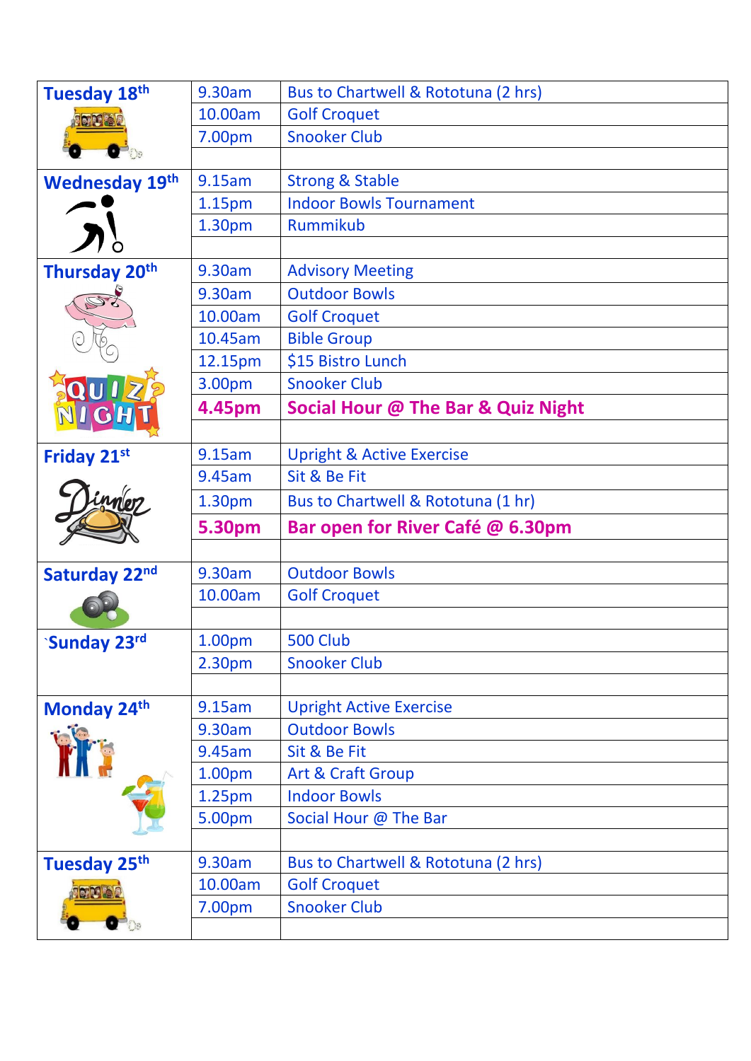| Day | Time | Activity |
|---|---|---|
| **Tuesday 18th** | 9.30am | Bus to Chartwell & Rototuna (2 hrs) |
| | 10.00am | Golf Croquet |
| | 7.00pm | Snooker Club |
| | | |
| **Wednesday 19th** | 9.15am | Strong & Stable |
| | 1.15pm | Indoor Bowls Tournament |
| | 1.30pm | Rummikub |
| | | |
| **Thursday 20th** QUIZ NIGHT | 9.30am | Advisory Meeting |
| | 9.30am | Outdoor Bowls |
| | 10.00am | Golf Croquet |
| | 10.45am | Bible Group |
| | 12.15pm | $15 Bistro Lunch |
| | 3.00pm | Snooker Club |
| | **4.45pm** | **Social Hour @ The Bar & Quiz Night** |
| | | |
| **Friday 21st** Dinner | 9.15am | Upright & Active Exercise |
| | 9.45am | Sit & Be Fit |
| | 1.30pm | Bus to Chartwell & Rototuna (1 hr) |
| | **5.30pm** | **Bar open for River Café @ 6.30pm** |
| | | |
| **Saturday 22nd** | 9.30am | Outdoor Bowls |
| | 10.00am | Golf Croquet |
| | | |
| **`Sunday 23rd** | 1.00pm | 500 Club |
| | 2.30pm | Snooker Club |
| | | |
| **Monday 24th** | 9.15am | Upright Active Exercise |
| | 9.30am | Outdoor Bowls |
| | 9.45am | Sit & Be Fit |
| | 1.00pm | Art & Craft Group |
| | 1.25pm | Indoor Bowls |
| | 5.00pm | Social Hour @ The Bar |
| | | |
| **Tuesday 25th** | 9.30am | Bus to Chartwell & Rototuna (2 hrs) |
| | 10.00am | Golf Croquet |
| | 7.00pm | Snooker Club |
| | | |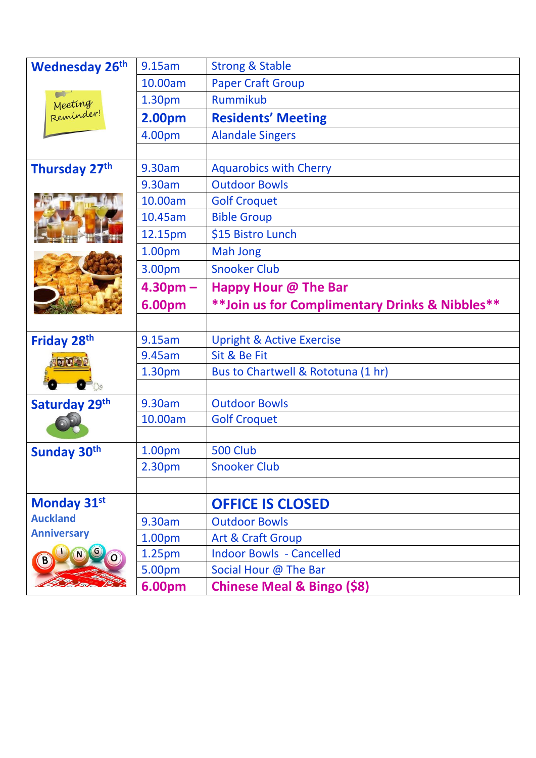| | | |
|---|---|---|
| **Wednesday 26th** | 9.15am | Strong & Stable |
| Meeting Reminder! | 10.00am | Paper Craft Group |
| | 1.30pm | Rummikub |
| | **2.00pm** | **Residents' Meeting** |
| | 4.00pm | Alandale Singers |
| | | |
| **Thursday 27th** | 9.30am | Aquarobics with Cherry |
| | 9.30am | Outdoor Bowls |
| | 10.00am | Golf Croquet |
| | 10.45am | Bible Group |
| | 12.15pm | $15 Bistro Lunch |
| | 1.00pm | Mah Jong |
| | 3.00pm | Snooker Club |
| | **4.30pm – 6.00pm** | **Happy Hour @ The Bar** **Join us for Complimentary Drinks & Nibbles** |
| | | |
| **Friday 28th** | 9.15am | Upright & Active Exercise |
| | 9.45am | Sit & Be Fit |
| | 1.30pm | Bus to Chartwell & Rototuna (1 hr) |
| | | |
| **Saturday 29th** | 9.30am | Outdoor Bowls |
| | 10.00am | Golf Croquet |
| | | |
| **Sunday 30th** | 1.00pm | 500 Club |
| | 2.30pm | Snooker Club |
| | | |
| **Monday 31st** | | **OFFICE IS CLOSED** |
| **Auckland Anniversary** | 9.30am | Outdoor Bowls |
| | 1.00pm | Art & Craft Group |
| | 1.25pm | Indoor Bowls - Cancelled |
| | 5.00pm | Social Hour @ The Bar |
| | **6.00pm** | **Chinese Meal & Bingo ($8)** |